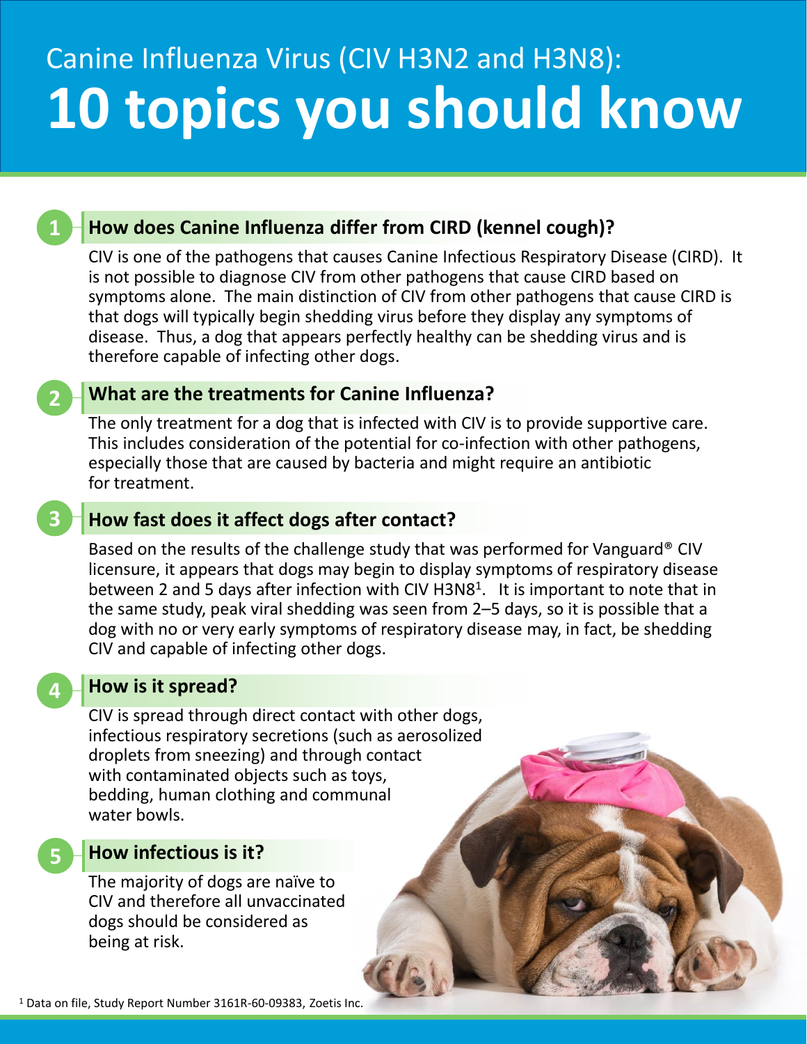# Canine Influenza Virus (CIV H3N2 and H3N8): 10 topics you should know

## 1 How does Canine Influenza differ from CIRD (kennel cough)?

CIV is one of the pathogens that causes Canine Infectious Respiratory Disease (CIRD). It is not possible to diagnose CIV from other pathogens that cause CIRD based on symptoms alone. The main distinction of CIV from other pathogens that cause CIRD is that dogs will typically begin shedding virus before they display any symptoms of disease. Thus, a dog that appears perfectly healthy can be shedding virus and is therefore capable of infecting other dogs.

## 2 What are the treatments for Canine Influenza?

The only treatment for a dog that is infected with CIV is to provide supportive care. This includes consideration of the potential for co-infection with other pathogens, especially those that are caused by bacteria and might require an antibiotic for treatment.

## 3 How fast does it affect dogs after contact?

Based on the results of the challenge study that was performed for Vanguard® CIV licensure, it appears that dogs may begin to display symptoms of respiratory disease between 2 and 5 days after infection with CIV H3N8[1]. It is important to note that in the same study, peak viral shedding was seen from 2–5 days, so it is possible that a dog with no or very early symptoms of respiratory disease may, in fact, be shedding CIV and capable of infecting other dogs.

## 4 How is it spread?

CIV is spread through direct contact with other dogs, infectious respiratory secretions (such as aerosolized droplets from sneezing) and through contact with contaminated objects such as toys, bedding, human clothing and communal water bowls.

## 5 How infectious is it?

The majority of dogs are naïve to CIV and therefore all unvaccinated dogs should be considered as being at risk.

[1] Data on file, Study Report Number 3161R-60-09383, Zoetis Inc.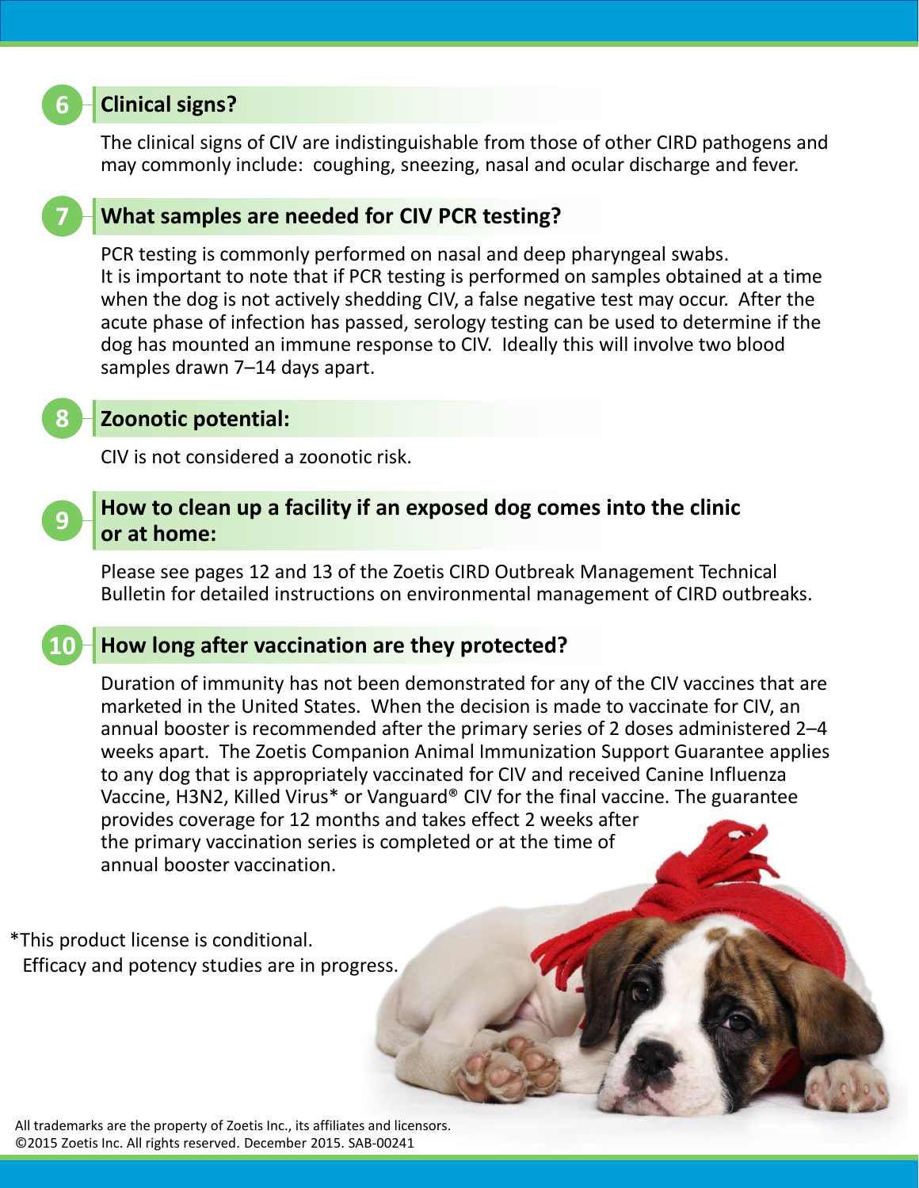## 6 Clinical signs?

The clinical signs of CIV are indistinguishable from those of other CIRD pathogens and may commonly include: coughing, sneezing, nasal and ocular discharge and fever.

## 7 What samples are needed for CIV PCR testing?

PCR testing is commonly performed on nasal and deep pharyngeal swabs.
It is important to note that if PCR testing is performed on samples obtained at a time when the dog is not actively shedding CIV, a false negative test may occur. After the acute phase of infection has passed, serology testing can be used to determine if the dog has mounted an immune response to CIV. Ideally this will involve two blood samples drawn 7–14 days apart.

## 8 Zoonotic potential:

CIV is not considered a zoonotic risk.

## 9 How to clean up a facility if an exposed dog comes into the clinic or at home:

Please see pages 12 and 13 of the Zoetis CIRD Outbreak Management Technical Bulletin for detailed instructions on environmental management of CIRD outbreaks.

## 10 How long after vaccination are they protected?

Duration of immunity has not been demonstrated for any of the CIV vaccines that are marketed in the United States. When the decision is made to vaccinate for CIV, an annual booster is recommended after the primary series of 2 doses administered 2–4 weeks apart. The Zoetis Companion Animal Immunization Support Guarantee applies to any dog that is appropriately vaccinated for CIV and received Canine Influenza Vaccine, H3N2, Killed Virus* or Vanguard® CIV for the final vaccine. The guarantee provides coverage for 12 months and takes effect 2 weeks after the primary vaccination series is completed or at the time of annual booster vaccination.

*This product license is conditional.
Efficacy and potency studies are in progress.

All trademarks are the property of Zoetis Inc., its affiliates and licensors.
©2015 Zoetis Inc. All rights reserved. December 2015. SAB-00241